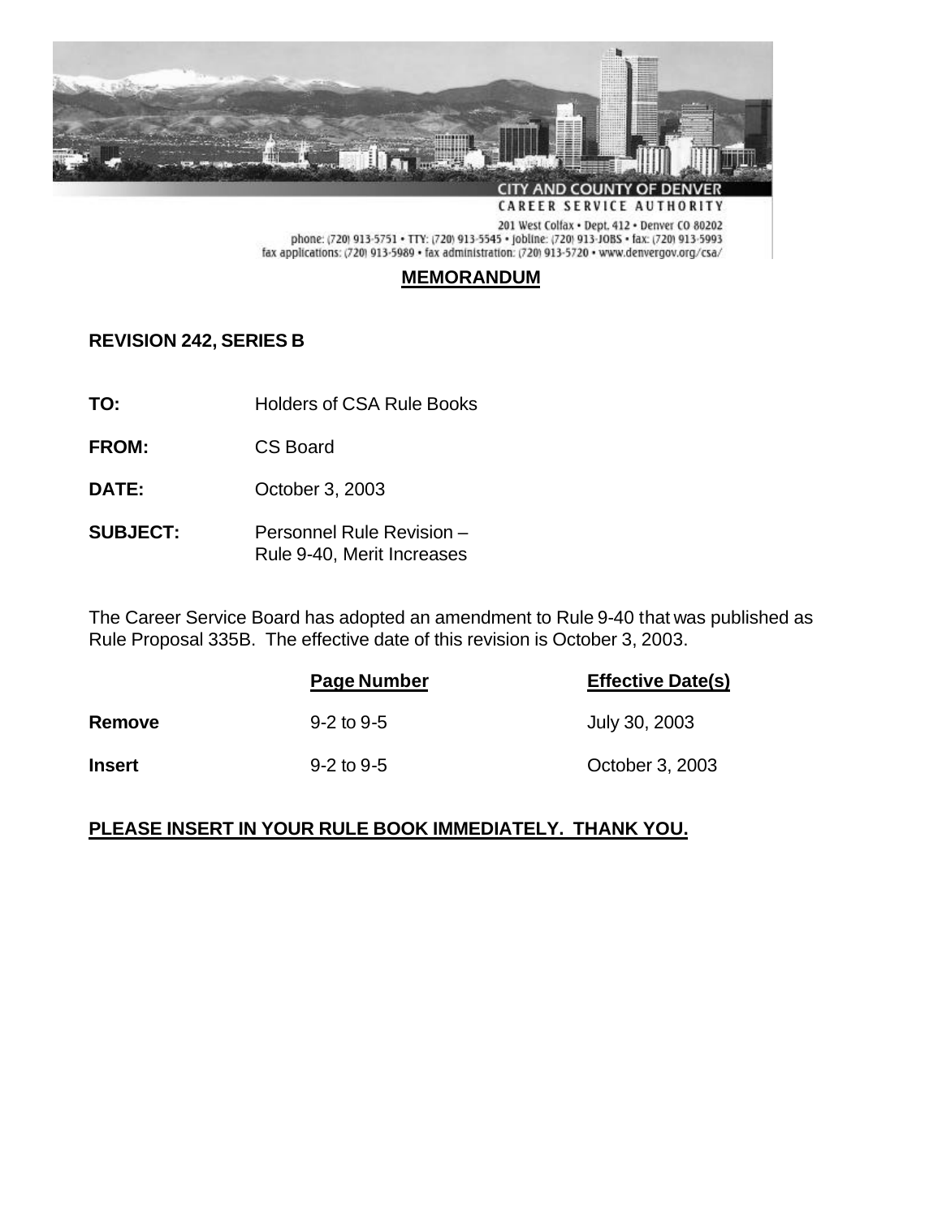CITY AND COUNTY OF DENVER
CAREER SERVICE AUTHORITY

201 West Colfax • Dept. 412 • Denver CO 80202
phone: (720) 913-5751 • TTY: (720) 913-5545 • jobline: (720) 913-JOBS • fax: (720) 913-5993
fax applications: (720) 913-5989 • fax administration: (720) 913-5720 • www.denvergov.org/csa/

**MEMORANDUM**

**REVISION 242, SERIES B**

**TO:** Holders of CSA Rule Books

**FROM:** CS Board

**DATE:** October 3, 2003

**SUBJECT:** Personnel Rule Revision – Rule 9-40, Merit Increases

The Career Service Board has adopted an amendment to Rule 9-40 that was published as Rule Proposal 335B. The effective date of this revision is October 3, 2003.

| | Page Number | Effective Date(s) |
| --- | --- | --- |
| **Remove** | 9-2 to 9-5 | July 30, 2003 |
| **Insert** | 9-2 to 9-5 | October 3, 2003 |

**PLEASE INSERT IN YOUR RULE BOOK IMMEDIATELY. THANK YOU.**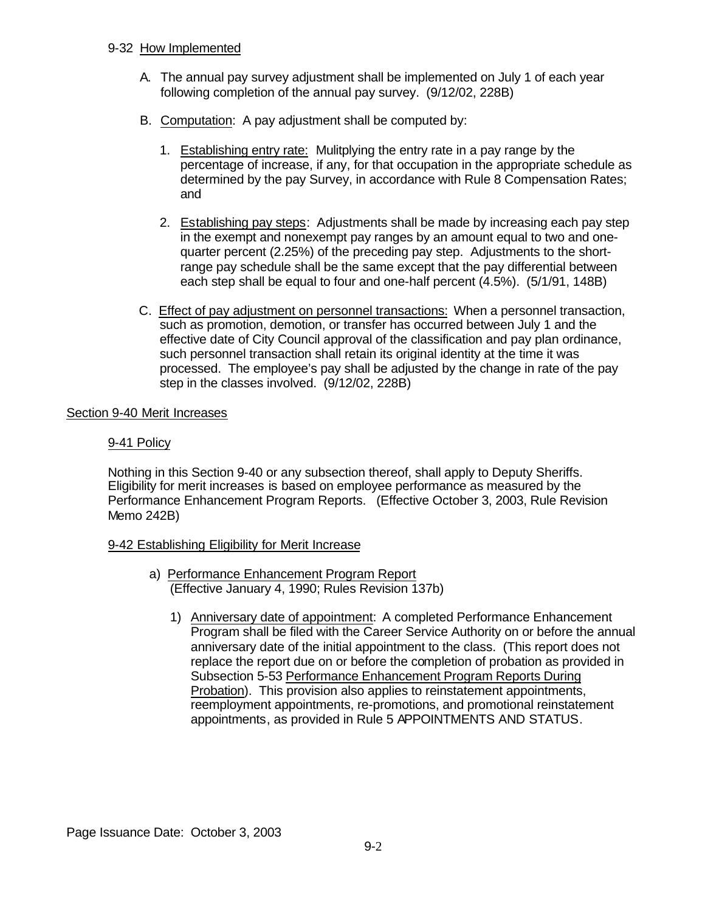9-32 How Implemented

A. The annual pay survey adjustment shall be implemented on July 1 of each year following completion of the annual pay survey. (9/12/02, 228B)

B. Computation: A pay adjustment shall be computed by:

1. Establishing entry rate: Mulitplying the entry rate in a pay range by the percentage of increase, if any, for that occupation in the appropriate schedule as determined by the pay Survey, in accordance with Rule 8 Compensation Rates; and

2. Establishing pay steps: Adjustments shall be made by increasing each pay step in the exempt and nonexempt pay ranges by an amount equal to two and one-quarter percent (2.25%) of the preceding pay step. Adjustments to the short-range pay schedule shall be the same except that the pay differential between each step shall be equal to four and one-half percent (4.5%). (5/1/91, 148B)

C. Effect of pay adjustment on personnel transactions: When a personnel transaction, such as promotion, demotion, or transfer has occurred between July 1 and the effective date of City Council approval of the classification and pay plan ordinance, such personnel transaction shall retain its original identity at the time it was processed. The employee's pay shall be adjusted by the change in rate of the pay step in the classes involved. (9/12/02, 228B)

## Section 9-40 Merit Increases

### 9-41 Policy

Nothing in this Section 9-40 or any subsection thereof, shall apply to Deputy Sheriffs. Eligibility for merit increases is based on employee performance as measured by the Performance Enhancement Program Reports. (Effective October 3, 2003, Rule Revision Memo 242B)

### 9-42 Establishing Eligibility for Merit Increase

a) Performance Enhancement Program Report
(Effective January 4, 1990; Rules Revision 137b)

1) Anniversary date of appointment: A completed Performance Enhancement Program shall be filed with the Career Service Authority on or before the annual anniversary date of the initial appointment to the class. (This report does not replace the report due on or before the completion of probation as provided in Subsection 5-53 Performance Enhancement Program Reports During Probation). This provision also applies to reinstatement appointments, reemployment appointments, re-promotions, and promotional reinstatement appointments, as provided in Rule 5 APPOINTMENTS AND STATUS.

Page Issuance Date: October 3, 2003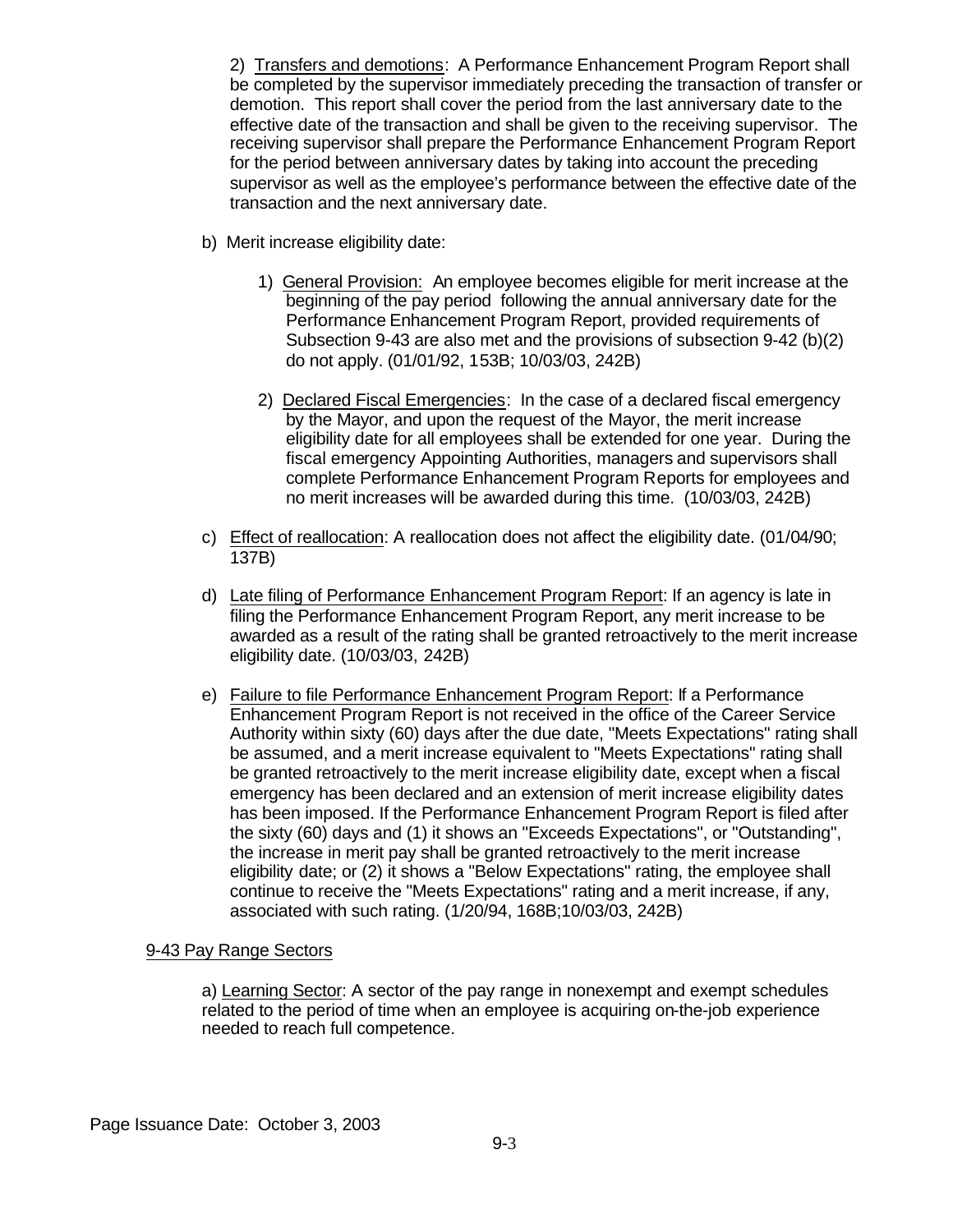2) Transfers and demotions: A Performance Enhancement Program Report shall be completed by the supervisor immediately preceding the transaction of transfer or demotion. This report shall cover the period from the last anniversary date to the effective date of the transaction and shall be given to the receiving supervisor. The receiving supervisor shall prepare the Performance Enhancement Program Report for the period between anniversary dates by taking into account the preceding supervisor as well as the employee's performance between the effective date of the transaction and the next anniversary date.

b) Merit increase eligibility date:

1) General Provision: An employee becomes eligible for merit increase at the beginning of the pay period following the annual anniversary date for the Performance Enhancement Program Report, provided requirements of Subsection 9-43 are also met and the provisions of subsection 9-42 (b)(2) do not apply. (01/01/92, 153B; 10/03/03, 242B)

2) Declared Fiscal Emergencies: In the case of a declared fiscal emergency by the Mayor, and upon the request of the Mayor, the merit increase eligibility date for all employees shall be extended for one year. During the fiscal emergency Appointing Authorities, managers and supervisors shall complete Performance Enhancement Program Reports for employees and no merit increases will be awarded during this time. (10/03/03, 242B)

c) Effect of reallocation: A reallocation does not affect the eligibility date. (01/04/90; 137B)

d) Late filing of Performance Enhancement Program Report: If an agency is late in filing the Performance Enhancement Program Report, any merit increase to be awarded as a result of the rating shall be granted retroactively to the merit increase eligibility date. (10/03/03, 242B)

e) Failure to file Performance Enhancement Program Report: If a Performance Enhancement Program Report is not received in the office of the Career Service Authority within sixty (60) days after the due date, "Meets Expectations" rating shall be assumed, and a merit increase equivalent to "Meets Expectations" rating shall be granted retroactively to the merit increase eligibility date, except when a fiscal emergency has been declared and an extension of merit increase eligibility dates has been imposed. If the Performance Enhancement Program Report is filed after the sixty (60) days and (1) it shows an "Exceeds Expectations", or "Outstanding", the increase in merit pay shall be granted retroactively to the merit increase eligibility date; or (2) it shows a "Below Expectations" rating, the employee shall continue to receive the "Meets Expectations" rating and a merit increase, if any, associated with such rating. (1/20/94, 168B;10/03/03, 242B)

## 9-43 Pay Range Sectors

a) Learning Sector: A sector of the pay range in nonexempt and exempt schedules related to the period of time when an employee is acquiring on-the-job experience needed to reach full competence.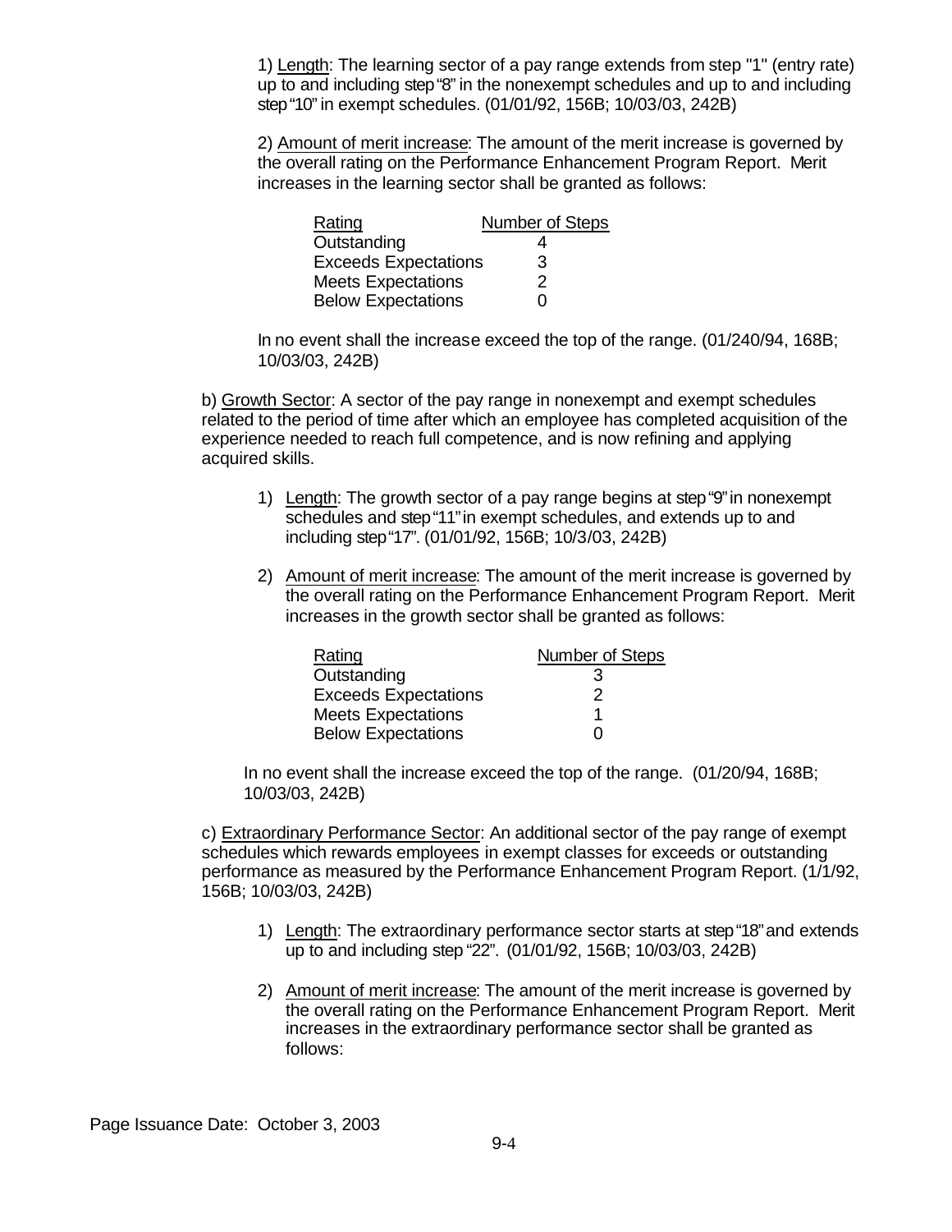1) Length: The learning sector of a pay range extends from step "1" (entry rate) up to and including step "8" in the nonexempt schedules and up to and including step "10" in exempt schedules. (01/01/92, 156B; 10/03/03, 242B)

2) Amount of merit increase: The amount of the merit increase is governed by the overall rating on the Performance Enhancement Program Report. Merit increases in the learning sector shall be granted as follows:

| Rating | Number of Steps |
|---|---|
| Outstanding | 4 |
| Exceeds Expectations | 3 |
| Meets Expectations | 2 |
| Below Expectations | 0 |

In no event shall the increase exceed the top of the range. (01/240/94, 168B; 10/03/03, 242B)

b) Growth Sector: A sector of the pay range in nonexempt and exempt schedules related to the period of time after which an employee has completed acquisition of the experience needed to reach full competence, and is now refining and applying acquired skills.

1) Length: The growth sector of a pay range begins at step "9" in nonexempt schedules and step "11" in exempt schedules, and extends up to and including step "17". (01/01/92, 156B; 10/3/03, 242B)

2) Amount of merit increase: The amount of the merit increase is governed by the overall rating on the Performance Enhancement Program Report. Merit increases in the growth sector shall be granted as follows:

| Rating | Number of Steps |
|---|---|
| Outstanding | 3 |
| Exceeds Expectations | 2 |
| Meets Expectations | 1 |
| Below Expectations | 0 |

In no event shall the increase exceed the top of the range. (01/20/94, 168B; 10/03/03, 242B)

c) Extraordinary Performance Sector: An additional sector of the pay range of exempt schedules which rewards employees in exempt classes for exceeds or outstanding performance as measured by the Performance Enhancement Program Report. (1/1/92, 156B; 10/03/03, 242B)

1) Length: The extraordinary performance sector starts at step "18" and extends up to and including step "22". (01/01/92, 156B; 10/03/03, 242B)

2) Amount of merit increase: The amount of the merit increase is governed by the overall rating on the Performance Enhancement Program Report. Merit increases in the extraordinary performance sector shall be granted as follows:

Page Issuance Date: October 3, 2003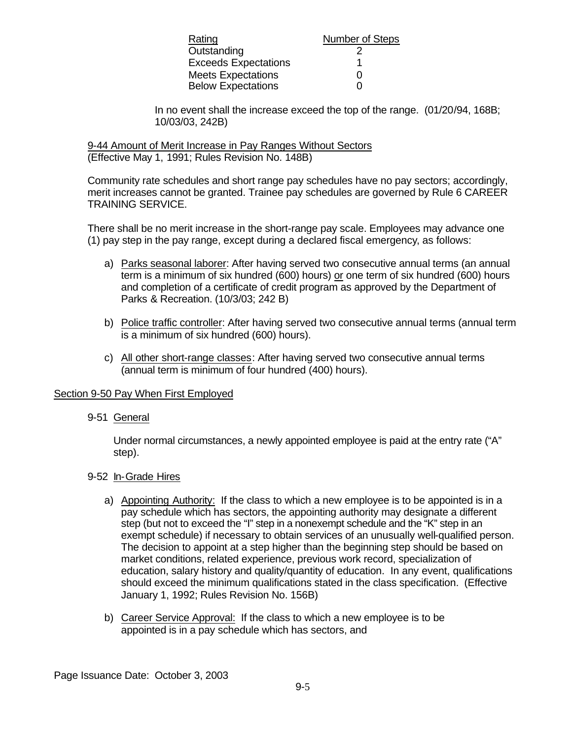| Rating | Number of Steps |
| --- | --- |
| Outstanding | 2 |
| Exceeds Expectations | 1 |
| Meets Expectations | 0 |
| Below Expectations | 0 |

In no event shall the increase exceed the top of the range. (01/20/94, 168B; 10/03/03, 242B)

9-44 Amount of Merit Increase in Pay Ranges Without Sectors
(Effective May 1, 1991; Rules Revision No. 148B)

Community rate schedules and short range pay schedules have no pay sectors; accordingly, merit increases cannot be granted. Trainee pay schedules are governed by Rule 6 CAREER TRAINING SERVICE.

There shall be no merit increase in the short-range pay scale. Employees may advance one (1) pay step in the pay range, except during a declared fiscal emergency, as follows:

a) Parks seasonal laborer: After having served two consecutive annual terms (an annual term is a minimum of six hundred (600) hours) or one term of six hundred (600) hours and completion of a certificate of credit program as approved by the Department of Parks & Recreation. (10/3/03; 242 B)

b) Police traffic controller: After having served two consecutive annual terms (annual term is a minimum of six hundred (600) hours).

c) All other short-range classes: After having served two consecutive annual terms (annual term is minimum of four hundred (400) hours).

## Section 9-50 Pay When First Employed

9-51 General

Under normal circumstances, a newly appointed employee is paid at the entry rate ("A" step).

9-52 In-Grade Hires

a) Appointing Authority: If the class to which a new employee is to be appointed is in a pay schedule which has sectors, the appointing authority may designate a different step (but not to exceed the "I" step in a nonexempt schedule and the "K" step in an exempt schedule) if necessary to obtain services of an unusually well-qualified person. The decision to appoint at a step higher than the beginning step should be based on market conditions, related experience, previous work record, specialization of education, salary history and quality/quantity of education. In any event, qualifications should exceed the minimum qualifications stated in the class specification. (Effective January 1, 1992; Rules Revision No. 156B)

b) Career Service Approval: If the class to which a new employee is to be appointed is in a pay schedule which has sectors, and

Page Issuance Date: October 3, 2003